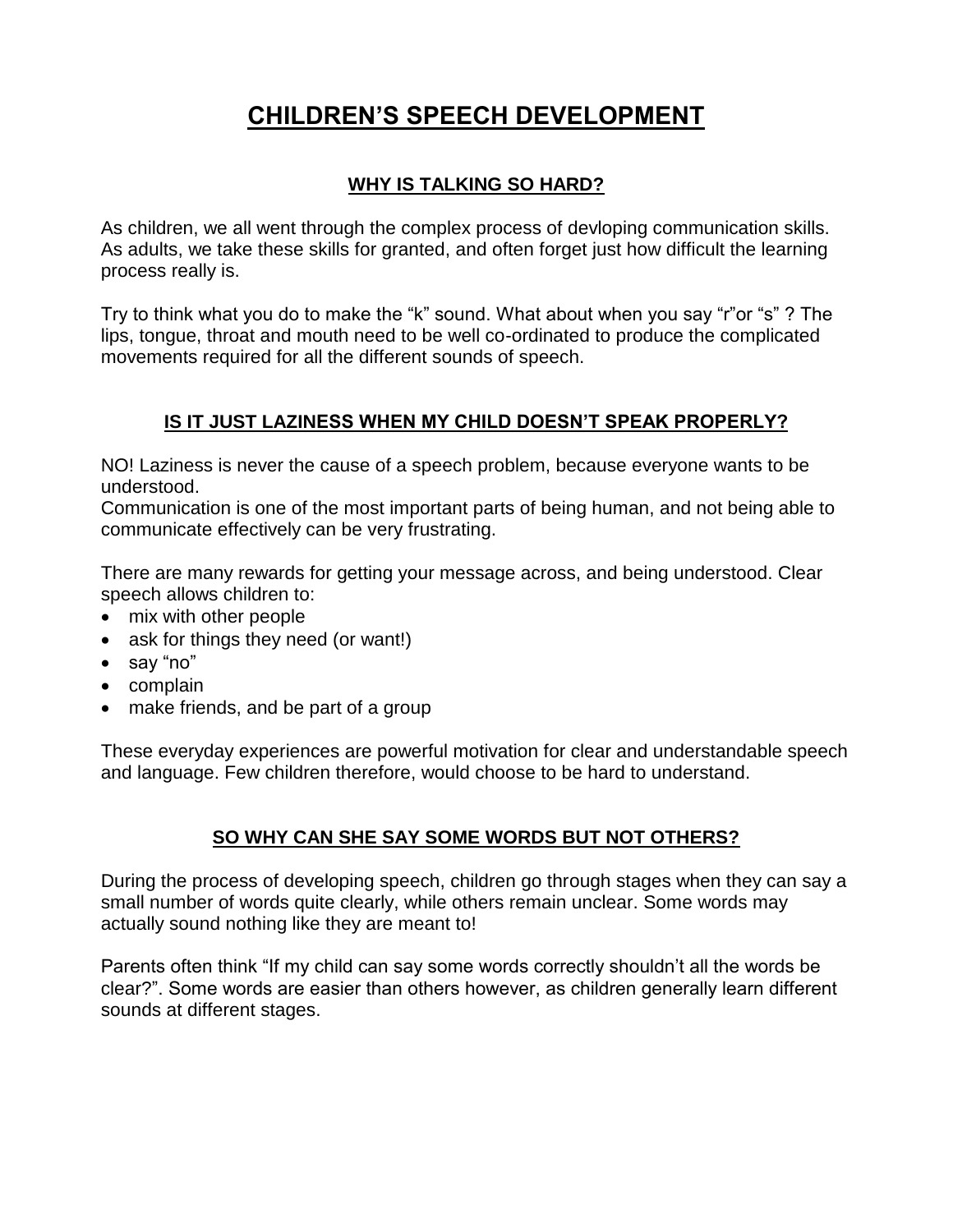# CHILDREN'S SPEECH DEVELOPMENT

## WHY IS TALKING SO HARD?

As children, we all went through the complex process of devloping communication skills. As adults, we take these skills for granted, and often forget just how difficult the learning process really is.

Try to think what you do to make the "k" sound. What about when you say "r"or "s" ? The lips, tongue, throat and mouth need to be well co-ordinated to produce the complicated movements required for all the different sounds of speech.

## IS IT JUST LAZINESS WHEN MY CHILD DOESN'T SPEAK PROPERLY?

NO! Laziness is never the cause of a speech problem, because everyone wants to be understood.
Communication is one of the most important parts of being human, and not being able to communicate effectively can be very frustrating.

There are many rewards for getting your message across, and being understood. Clear speech allows children to:

- mix with other people
- ask for things they need (or want!)
- say "no"
- complain
- make friends, and be part of a group

These everyday experiences are powerful motivation for clear and understandable speech and language. Few children therefore, would choose to be hard to understand.

## SO WHY CAN SHE SAY SOME WORDS BUT NOT OTHERS?

During the process of developing speech, children go through stages when they can say a small number of words quite clearly, while others remain unclear. Some words may actually sound nothing like they are meant to!

Parents often think "If my child can say some words correctly shouldn't all the words be clear?". Some words are easier than others however, as children generally learn different sounds at different stages.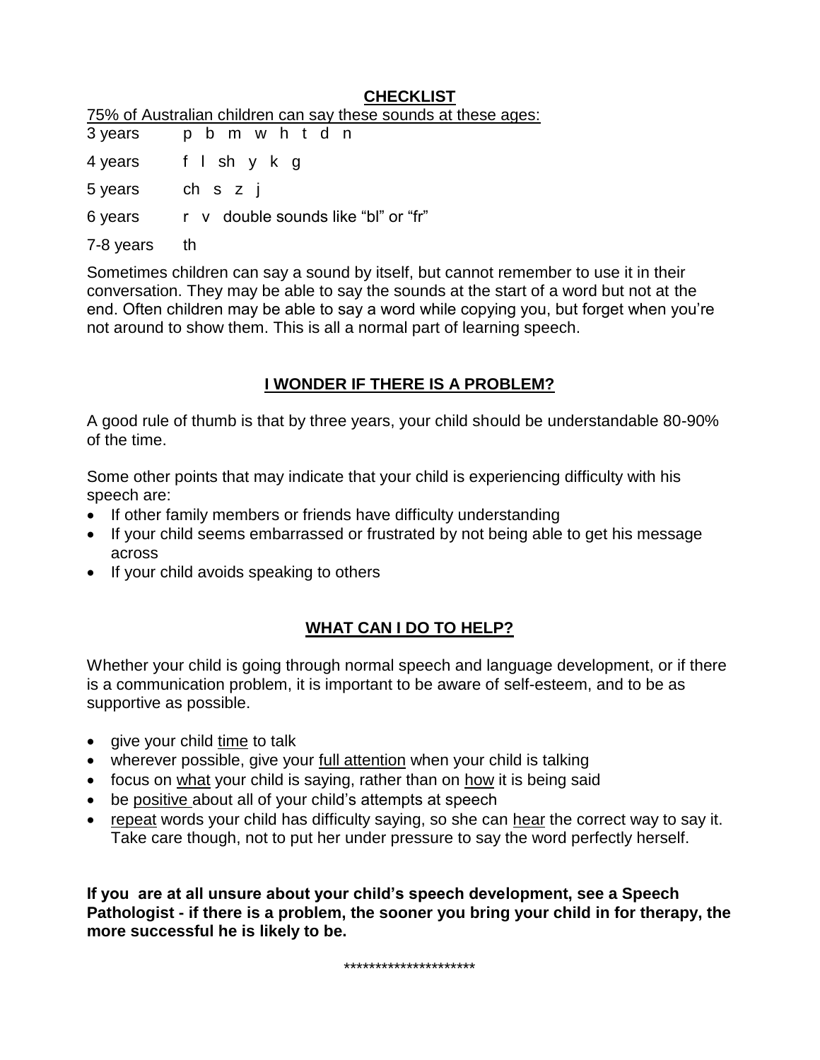## CHECKLIST

75% of Australian children can say these sounds at these ages:

| | |
|---|---|
| 3 years | p b m w h t d n |
| 4 years | f l sh y k g |
| 5 years | ch s z j |
| 6 years | r v double sounds like "bl" or "fr" |
| 7-8 years | th |

Sometimes children can say a sound by itself, but cannot remember to use it in their conversation. They may be able to say the sounds at the start of a word but not at the end. Often children may be able to say a word while copying you, but forget when you're not around to show them. This is all a normal part of learning speech.

## I WONDER IF THERE IS A PROBLEM?

A good rule of thumb is that by three years, your child should be understandable 80-90% of the time.

Some other points that may indicate that your child is experiencing difficulty with his speech are:

- If other family members or friends have difficulty understanding
- If your child seems embarrassed or frustrated by not being able to get his message across
- If your child avoids speaking to others

## WHAT CAN I DO TO HELP?

Whether your child is going through normal speech and language development, or if there is a communication problem, it is important to be aware of self-esteem, and to be as supportive as possible.

- give your child time to talk
- wherever possible, give your full attention when your child is talking
- focus on what your child is saying, rather than on how it is being said
- be positive about all of your child's attempts at speech
- repeat words your child has difficulty saying, so she can hear the correct way to say it. Take care though, not to put her under pressure to say the word perfectly herself.

**If you are at all unsure about your child's speech development, see a Speech Pathologist - if there is a problem, the sooner you bring your child in for therapy, the more successful he is likely to be.**

*********************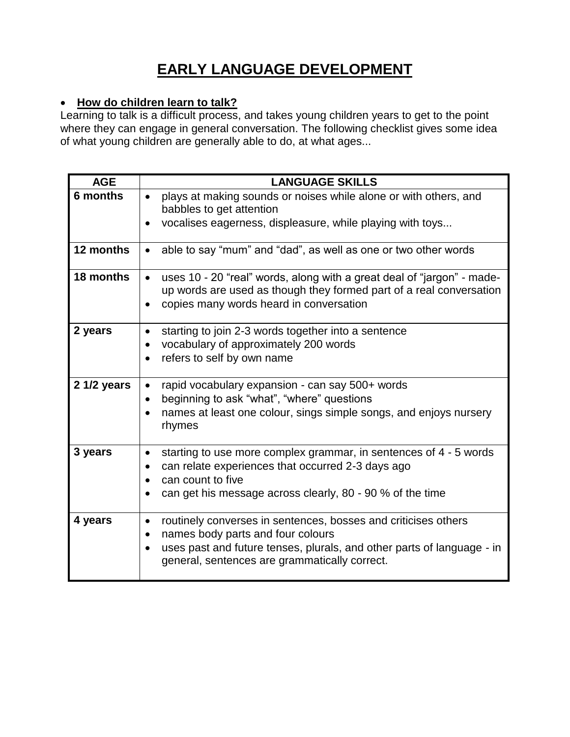# EARLY LANGUAGE DEVELOPMENT

- **How do children learn to talk?**

Learning to talk is a difficult process, and takes young children years to get to the point where they can engage in general conversation. The following checklist gives some idea of what young children are generally able to do, at what ages...

| AGE | LANGUAGE SKILLS |
|---|---|
| **6 months** | • plays at making sounds or noises while alone or with others, and babbles to get attention<br>• vocalises eagerness, displeasure, while playing with toys... |
| **12 months** | • able to say “mum” and “dad”, as well as one or two other words |
| **18 months** | • uses 10 - 20 “real” words, along with a great deal of “jargon” - made-up words are used as though they formed part of a real conversation<br>• copies many words heard in conversation |
| **2 years** | • starting to join 2-3 words together into a sentence<br>• vocabulary of approximately 200 words<br>• refers to self by own name |
| **2 1/2 years** | • rapid vocabulary expansion - can say 500+ words<br>• beginning to ask “what”, “where” questions<br>• names at least one colour, sings simple songs, and enjoys nursery rhymes |
| **3 years** | • starting to use more complex grammar, in sentences of 4 - 5 words<br>• can relate experiences that occurred 2-3 days ago<br>• can count to five<br>• can get his message across clearly, 80 - 90 % of the time |
| **4 years** | • routinely converses in sentences, bosses and criticises others<br>• names body parts and four colours<br>• uses past and future tenses, plurals, and other parts of language - in general, sentences are grammatically correct. |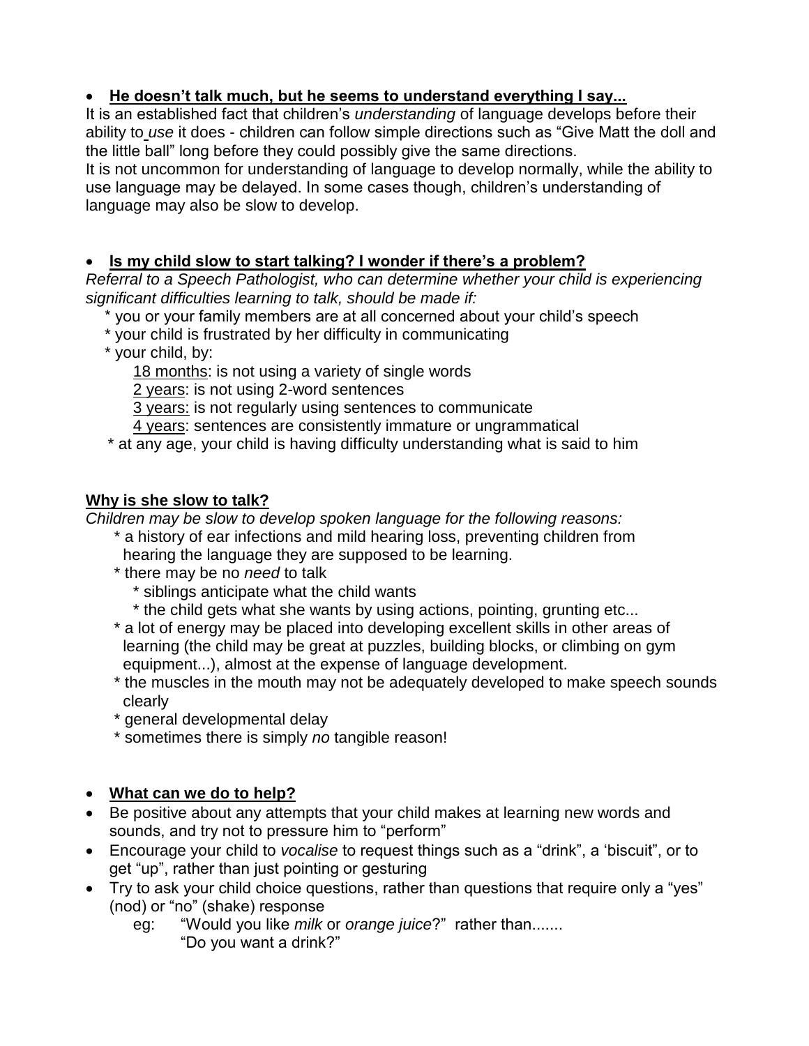- **He doesn't talk much, but he seems to understand everything I say...**

It is an established fact that children's *understanding* of language develops before their ability to *use* it does - children can follow simple directions such as "Give Matt the doll and the little ball" long before they could possibly give the same directions.
It is not uncommon for understanding of language to develop normally, while the ability to use language may be delayed. In some cases though, children's understanding of language may also be slow to develop.

- **Is my child slow to start talking? I wonder if there's a problem?**

*Referral to a Speech Pathologist, who can determine whether your child is experiencing significant difficulties learning to talk, should be made if:*

\* you or your family members are at all concerned about your child's speech
\* your child is frustrated by her difficulty in communicating
\* your child, by:
  18 months: is not using a variety of single words
  2 years: is not using 2-word sentences
  3 years: is not regularly using sentences to communicate
  4 years: sentences are consistently immature or ungrammatical
\* at any age, your child is having difficulty understanding what is said to him

**Why is she slow to talk?**

*Children may be slow to develop spoken language for the following reasons:*

\* a history of ear infections and mild hearing loss, preventing children from hearing the language they are supposed to be learning.
\* there may be no *need* to talk
  \* siblings anticipate what the child wants
  \* the child gets what she wants by using actions, pointing, grunting etc...
\* a lot of energy may be placed into developing excellent skills in other areas of learning (the child may be great at puzzles, building blocks, or climbing on gym equipment...), almost at the expense of language development.
\* the muscles in the mouth may not be adequately developed to make speech sounds clearly
\* general developmental delay
\* sometimes there is simply *no* tangible reason!

- **What can we do to help?**
- Be positive about any attempts that your child makes at learning new words and sounds, and try not to pressure him to "perform"
- Encourage your child to *vocalise* to request things such as a "drink", a 'biscuit", or to get "up", rather than just pointing or gesturing
- Try to ask your child choice questions, rather than questions that require only a "yes" (nod) or "no" (shake) response

  eg: "Would you like *milk* or *orange juice*?" rather than.......
  "Do you want a drink?"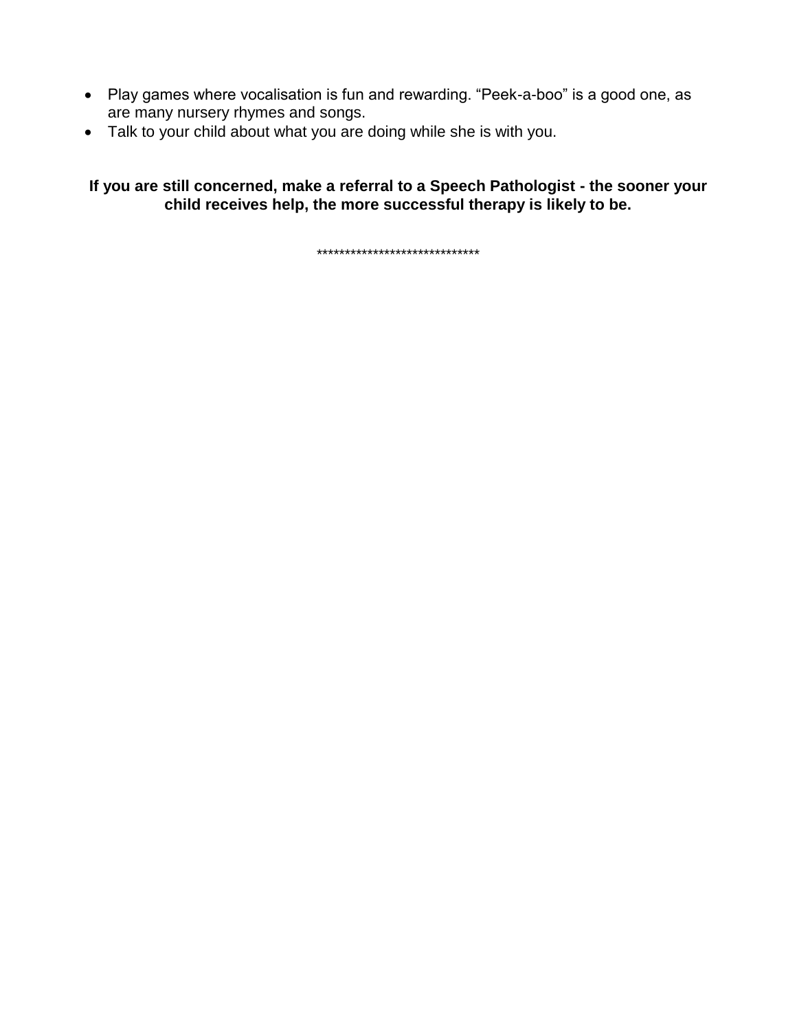- Play games where vocalisation is fun and rewarding. "Peek-a-boo" is a good one, as are many nursery rhymes and songs.
- Talk to your child about what you are doing while she is with you.

**If you are still concerned, make a referral to a Speech Pathologist - the sooner your child receives help, the more successful therapy is likely to be.**

*****************************